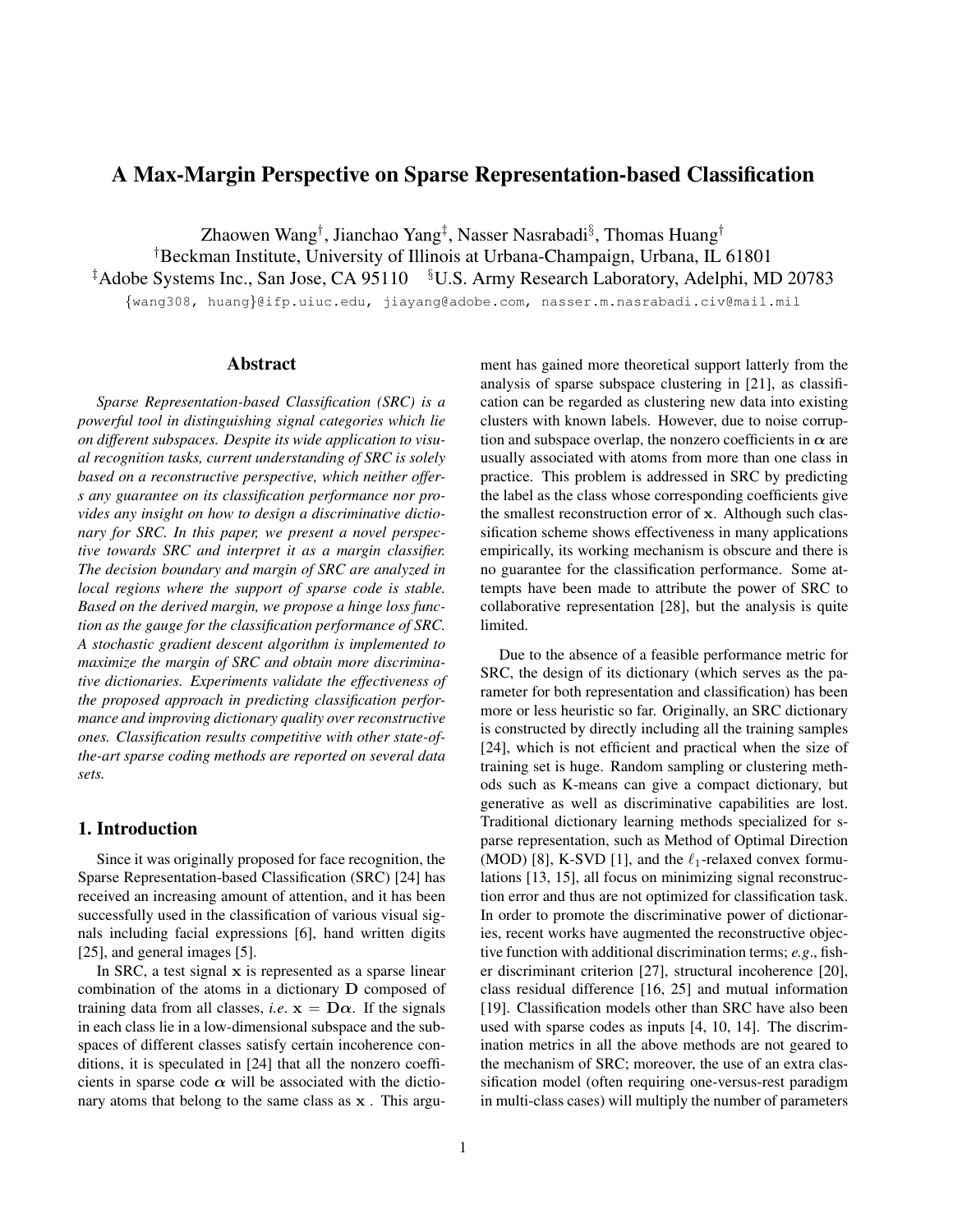# A Max-Margin Perspective on Sparse Representation-based Classification

Zhaowen Wang[†], Jianchao Yang[‡], Nasser Nasrabadi[§], Thomas Huang[†]

[†]Beckman Institute, University of Illinois at Urbana-Champaign, Urbana, IL 61801

[‡]Adobe Systems Inc., San Jose, CA 95110 [§]U.S. Army Research Laboratory, Adelphi, MD 20783

{wang308, huang}@ifp.uiuc.edu, jiayang@adobe.com, nasser.m.nasrabadi.civ@mail.mil

## Abstract

*Sparse Representation-based Classification (SRC) is a powerful tool in distinguishing signal categories which lie on different subspaces. Despite its wide application to visual recognition tasks, current understanding of SRC is solely based on a reconstructive perspective, which neither offers any guarantee on its classification performance nor provides any insight on how to design a discriminative dictionary for SRC. In this paper, we present a novel perspective towards SRC and interpret it as a margin classifier. The decision boundary and margin of SRC are analyzed in local regions where the support of sparse code is stable. Based on the derived margin, we propose a hinge loss function as the gauge for the classification performance of SRC. A stochastic gradient descent algorithm is implemented to maximize the margin of SRC and obtain more discriminative dictionaries. Experiments validate the effectiveness of the proposed approach in predicting classification performance and improving dictionary quality over reconstructive ones. Classification results competitive with other state-of-the-art sparse coding methods are reported on several data sets.*

## 1. Introduction

Since it was originally proposed for face recognition, the Sparse Representation-based Classification (SRC) [24] has received an increasing amount of attention, and it has been successfully used in the classification of various visual signals including facial expressions [6], hand written digits [25], and general images [5].

In SRC, a test signal $\mathbf{x}$ is represented as a sparse linear combination of the atoms in a dictionary $\mathbf{D}$ composed of training data from all classes, *i.e.* $\mathbf{x} = \mathbf{D}\boldsymbol{\alpha}$. If the signals in each class lie in a low-dimensional subspace and the subspaces of different classes satisfy certain incoherence conditions, it is speculated in [24] that all the nonzero coefficients in sparse code $\boldsymbol{\alpha}$ will be associated with the dictionary atoms that belong to the same class as $\mathbf{x}$ . This argument has gained more theoretical support latterly from the analysis of sparse subspace clustering in [21], as classification can be regarded as clustering new data into existing clusters with known labels. However, due to noise corruption and subspace overlap, the nonzero coefficients in $\boldsymbol{\alpha}$ are usually associated with atoms from more than one class in practice. This problem is addressed in SRC by predicting the label as the class whose corresponding coefficients give the smallest reconstruction error of $\mathbf{x}$. Although such classification scheme shows effectiveness in many applications empirically, its working mechanism is obscure and there is no guarantee for the classification performance. Some attempts have been made to attribute the power of SRC to collaborative representation [28], but the analysis is quite limited.

Due to the absence of a feasible performance metric for SRC, the design of its dictionary (which serves as the parameter for both representation and classification) has been more or less heuristic so far. Originally, an SRC dictionary is constructed by directly including all the training samples [24], which is not efficient and practical when the size of training set is huge. Random sampling or clustering methods such as K-means can give a compact dictionary, but generative as well as discriminative capabilities are lost. Traditional dictionary learning methods specialized for sparse representation, such as Method of Optimal Direction (MOD) [8], K-SVD [1], and the $\ell_1$-relaxed convex formulations [13, 15], all focus on minimizing signal reconstruction error and thus are not optimized for classification task. In order to promote the discriminative power of dictionaries, recent works have augmented the reconstructive objective function with additional discrimination terms; *e.g.*, fisher discriminant criterion [27], structural incoherence [20], class residual difference [16, 25] and mutual information [19]. Classification models other than SRC have also been used with sparse codes as inputs [4, 10, 14]. The discrimination metrics in all the above methods are not geared to the mechanism of SRC; moreover, the use of an extra classification model (often requiring one-versus-rest paradigm in multi-class cases) will multiply the number of parameters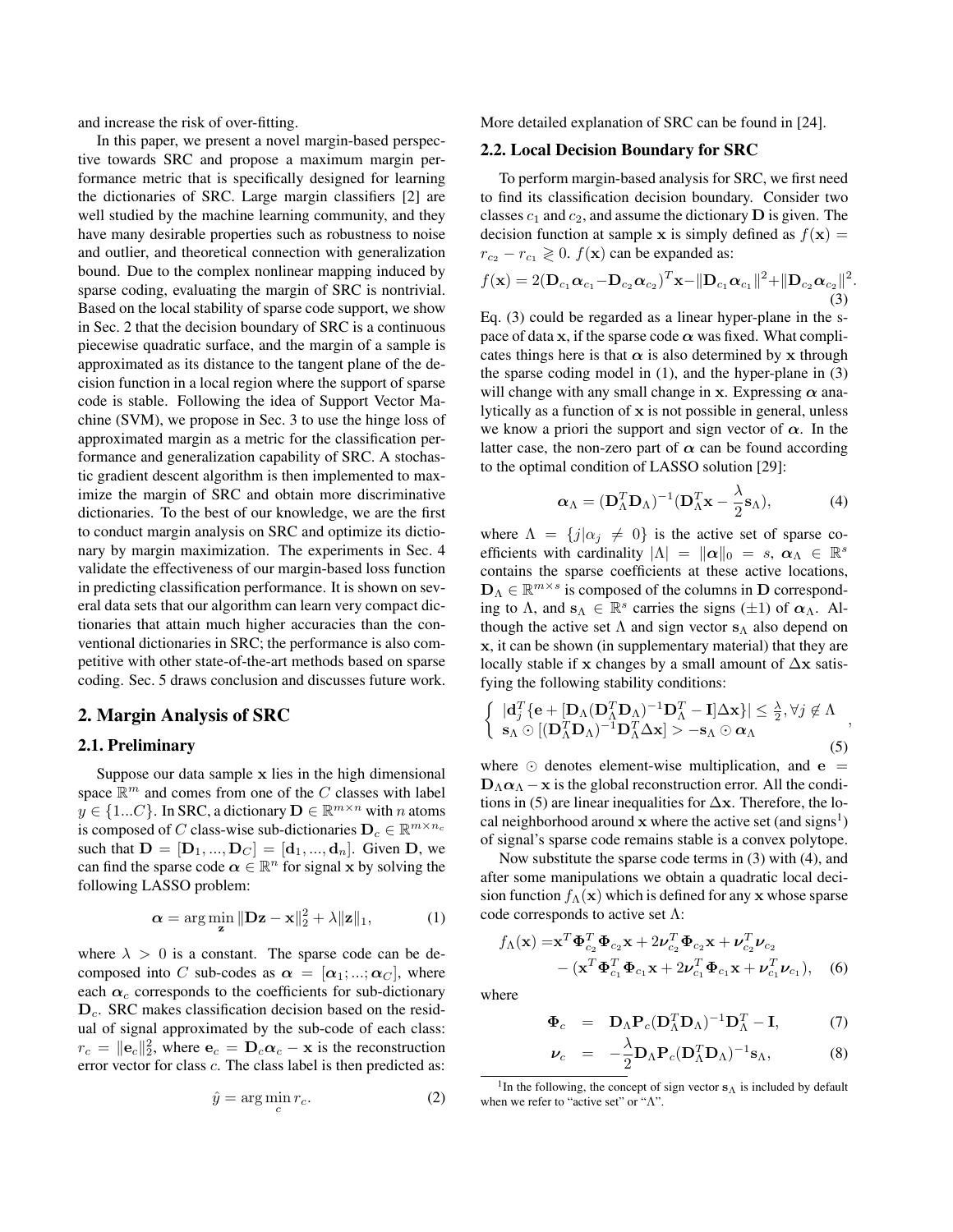and increase the risk of over-fitting.

In this paper, we present a novel margin-based perspective towards SRC and propose a maximum margin performance metric that is specifically designed for learning the dictionaries of SRC. Large margin classifiers [2] are well studied by the machine learning community, and they have many desirable properties such as robustness to noise and outlier, and theoretical connection with generalization bound. Due to the complex nonlinear mapping induced by sparse coding, evaluating the margin of SRC is nontrivial. Based on the local stability of sparse code support, we show in Sec. 2 that the decision boundary of SRC is a continuous piecewise quadratic surface, and the margin of a sample is approximated as its distance to the tangent plane of the decision function in a local region where the support of sparse code is stable. Following the idea of Support Vector Machine (SVM), we propose in Sec. 3 to use the hinge loss of approximated margin as a metric for the classification performance and generalization capability of SRC. A stochastic gradient descent algorithm is then implemented to maximize the margin of SRC and obtain more discriminative dictionaries. To the best of our knowledge, we are the first to conduct margin analysis on SRC and optimize its dictionary by margin maximization. The experiments in Sec. 4 validate the effectiveness of our margin-based loss function in predicting classification performance. It is shown on several data sets that our algorithm can learn very compact dictionaries that attain much higher accuracies than the conventional dictionaries in SRC; the performance is also competitive with other state-of-the-art methods based on sparse coding. Sec. 5 draws conclusion and discusses future work.

## 2. Margin Analysis of SRC

### 2.1. Preliminary

Suppose our data sample $\mathbf{x}$ lies in the high dimensional space $\mathbb{R}^m$ and comes from one of the $C$ classes with label $y \in \{1...C\}$. In SRC, a dictionary $\mathbf{D} \in \mathbb{R}^{m\times n}$ with $n$ atoms is composed of $C$ class-wise sub-dictionaries $\mathbf{D}_c \in \mathbb{R}^{m\times n_c}$ such that $\mathbf{D} = [\mathbf{D}_1, ..., \mathbf{D}_C] = [\mathbf{d}_1, ..., \mathbf{d}_n]$. Given $\mathbf{D}$, we can find the sparse code $\boldsymbol{\alpha} \in \mathbb{R}^n$ for signal $\mathbf{x}$ by solving the following LASSO problem:

$$\boldsymbol{\alpha} = \arg\min_{\mathbf{z}} \|\mathbf{D}\mathbf{z} - \mathbf{x}\|_2^2 + \lambda\|\mathbf{z}\|_1, \tag{1}$$

where $\lambda > 0$ is a constant. The sparse code can be decomposed into $C$ sub-codes as $\boldsymbol{\alpha} = [\boldsymbol{\alpha}_1; ...; \boldsymbol{\alpha}_C]$, where each $\boldsymbol{\alpha}_c$ corresponds to the coefficients for sub-dictionary $\mathbf{D}_c$. SRC makes classification decision based on the residual of signal approximated by the sub-code of each class: $r_c = \|\mathbf{e}_c\|_2^2$, where $\mathbf{e}_c = \mathbf{D}_c\boldsymbol{\alpha}_c - \mathbf{x}$ is the reconstruction error vector for class $c$. The class label is then predicted as:

$$\hat{y} = \arg\min_c r_c. \tag{2}$$

More detailed explanation of SRC can be found in [24].

### 2.2. Local Decision Boundary for SRC

To perform margin-based analysis for SRC, we first need to find its classification decision boundary. Consider two classes $c_1$ and $c_2$, and assume the dictionary $\mathbf{D}$ is given. The decision function at sample $\mathbf{x}$ is simply defined as $f(\mathbf{x}) = r_{c_2} - r_{c_1} \gtrless 0$. $f(\mathbf{x})$ can be expanded as:

$$f(\mathbf{x}) = 2(\mathbf{D}_{c_1}\boldsymbol{\alpha}_{c_1} - \mathbf{D}_{c_2}\boldsymbol{\alpha}_{c_2})^T\mathbf{x} - \|\mathbf{D}_{c_1}\boldsymbol{\alpha}_{c_1}\|^2 + \|\mathbf{D}_{c_2}\boldsymbol{\alpha}_{c_2}\|^2. \tag{3}$$

Eq. (3) could be regarded as a linear hyper-plane in the space of data $\mathbf{x}$, if the sparse code $\boldsymbol{\alpha}$ was fixed. What complicates things here is that $\boldsymbol{\alpha}$ is also determined by $\mathbf{x}$ through the sparse coding model in (1), and the hyper-plane in (3) will change with any small change in $\mathbf{x}$. Expressing $\boldsymbol{\alpha}$ analytically as a function of $\mathbf{x}$ is not possible in general, unless we know a priori the support and sign vector of $\boldsymbol{\alpha}$. In the latter case, the non-zero part of $\boldsymbol{\alpha}$ can be found according to the optimal condition of LASSO solution [29]:

$$\boldsymbol{\alpha}_\Lambda = (\mathbf{D}_\Lambda^T\mathbf{D}_\Lambda)^{-1}(\mathbf{D}_\Lambda^T\mathbf{x} - \frac{\lambda}{2}\mathbf{s}_\Lambda), \tag{4}$$

where $\Lambda = \{j|\alpha_j \neq 0\}$ is the active set of sparse coefficients with cardinality $|\Lambda| = \|\boldsymbol{\alpha}\|_0 = s$, $\boldsymbol{\alpha}_\Lambda \in \mathbb{R}^s$ contains the sparse coefficients at these active locations, $\mathbf{D}_\Lambda \in \mathbb{R}^{m\times s}$ is composed of the columns in $\mathbf{D}$ corresponding to $\Lambda$, and $\mathbf{s}_\Lambda \in \mathbb{R}^s$ carries the signs ($\pm1$) of $\boldsymbol{\alpha}_\Lambda$. Although the active set $\Lambda$ and sign vector $\mathbf{s}_\Lambda$ also depend on $\mathbf{x}$, it can be shown (in supplementary material) that they are locally stable if $\mathbf{x}$ changes by a small amount of $\Delta\mathbf{x}$ satisfying the following stability conditions:

$$\begin{cases} |\mathbf{d}_j^T\{\mathbf{e} + [\mathbf{D}_\Lambda(\mathbf{D}_\Lambda^T\mathbf{D}_\Lambda)^{-1}\mathbf{D}_\Lambda^T - \mathbf{I}]\Delta\mathbf{x}\}| \leq \frac{\lambda}{2}, \forall j \notin \Lambda \\ \mathbf{s}_\Lambda \odot [(\mathbf{D}_\Lambda^T\mathbf{D}_\Lambda)^{-1}\mathbf{D}_\Lambda^T\Delta\mathbf{x}] > -\mathbf{s}_\Lambda \odot \boldsymbol{\alpha}_\Lambda \end{cases}, \tag{5}$$

where $\odot$ denotes element-wise multiplication, and $\mathbf{e} = \mathbf{D}_\Lambda\boldsymbol{\alpha}_\Lambda - \mathbf{x}$ is the global reconstruction error. All the conditions in (5) are linear inequalities for $\Delta\mathbf{x}$. Therefore, the local neighborhood around $\mathbf{x}$ where the active set (and signs[1]) of signal's sparse code remains stable is a convex polytope.

Now substitute the sparse code terms in (3) with (4), and after some manipulations we obtain a quadratic local decision function $f_\Lambda(\mathbf{x})$ which is defined for any $\mathbf{x}$ whose sparse code corresponds to active set $\Lambda$:

$$\begin{aligned} f_\Lambda(\mathbf{x}) =& \mathbf{x}^T\boldsymbol{\Phi}_{c_2}^T\boldsymbol{\Phi}_{c_2}\mathbf{x} + 2\boldsymbol{\nu}_{c_2}^T\boldsymbol{\Phi}_{c_2}\mathbf{x} + \boldsymbol{\nu}_{c_2}^T\boldsymbol{\nu}_{c_2} \\ &- (\mathbf{x}^T\boldsymbol{\Phi}_{c_1}^T\boldsymbol{\Phi}_{c_1}\mathbf{x} + 2\boldsymbol{\nu}_{c_1}^T\boldsymbol{\Phi}_{c_1}\mathbf{x} + \boldsymbol{\nu}_{c_1}^T\boldsymbol{\nu}_{c_1}), \end{aligned} \tag{6}$$

where

$$\boldsymbol{\Phi}_c = \mathbf{D}_\Lambda\mathbf{P}_c(\mathbf{D}_\Lambda^T\mathbf{D}_\Lambda)^{-1}\mathbf{D}_\Lambda^T - \mathbf{I}, \tag{7}$$

$$\boldsymbol{\nu}_c = -\frac{\lambda}{2}\mathbf{D}_\Lambda\mathbf{P}_c(\mathbf{D}_\Lambda^T\mathbf{D}_\Lambda)^{-1}\mathbf{s}_\Lambda, \tag{8}$$

[1] In the following, the concept of sign vector $\mathbf{s}_\Lambda$ is included by default when we refer to "active set" or "$\Lambda$".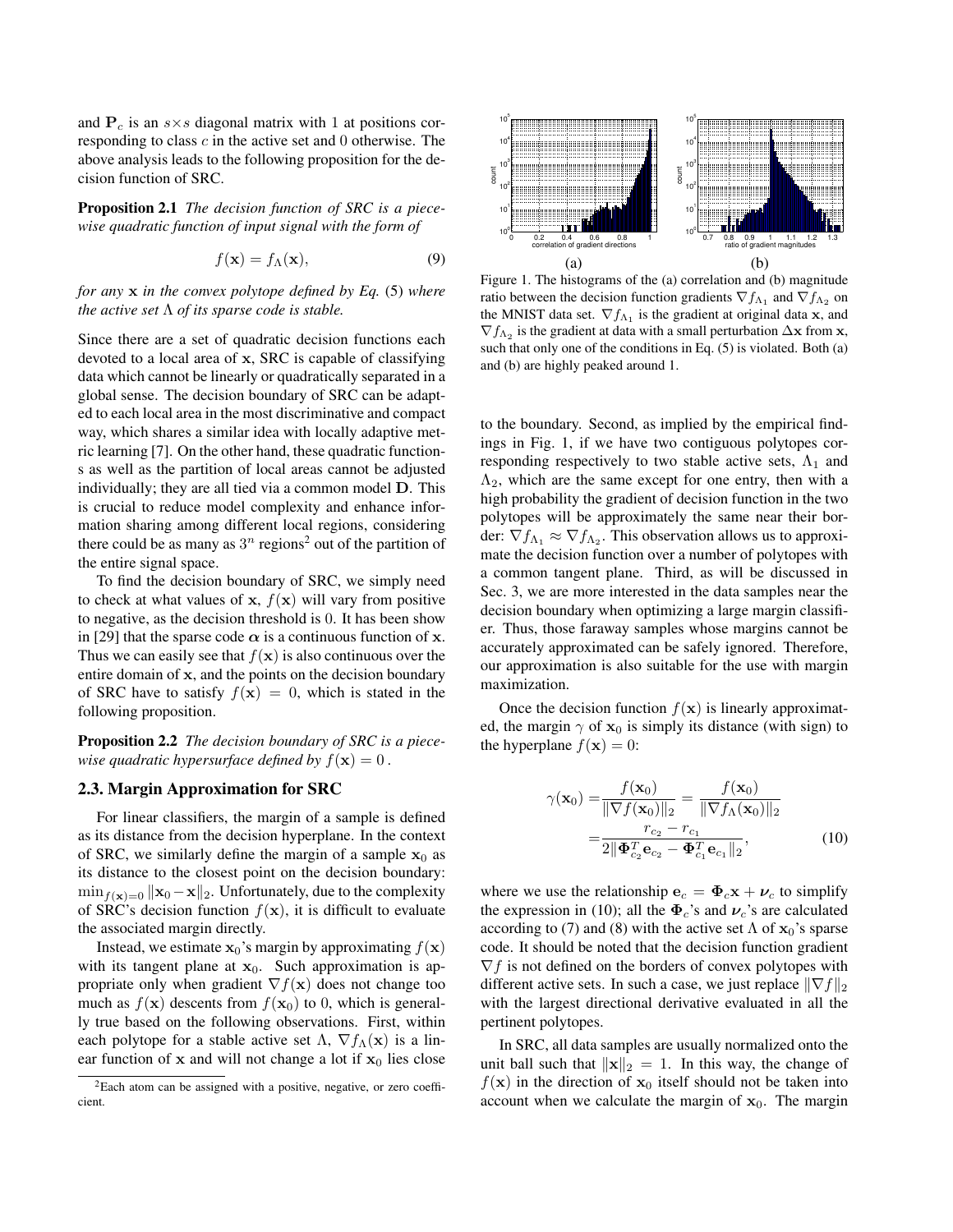and $\mathbf{P}_c$ is an $s \times s$ diagonal matrix with 1 at positions corresponding to class $c$ in the active set and 0 otherwise. The above analysis leads to the following proposition for the decision function of SRC.

**Proposition 2.1** *The decision function of SRC is a piecewise quadratic function of input signal with the form of*

$$f(\mathbf{x}) = f_\Lambda(\mathbf{x}), \tag{9}$$

*for any* $\mathbf{x}$ *in the convex polytope defined by Eq.* (5) *where the active set* $\Lambda$ *of its sparse code is stable.*

Since there are a set of quadratic decision functions each devoted to a local area of $\mathbf{x}$, SRC is capable of classifying data which cannot be linearly or quadratically separated in a global sense. The decision boundary of SRC can be adapted to each local area in the most discriminative and compact way, which shares a similar idea with locally adaptive metric learning [7]. On the other hand, these quadratic functions as well as the partition of local areas cannot be adjusted individually; they are all tied via a common model $\mathbf{D}$. This is crucial to reduce model complexity and enhance information sharing among different local regions, considering there could be as many as $3^n$ regions[2] out of the partition of the entire signal space.

To find the decision boundary of SRC, we simply need to check at what values of $\mathbf{x}$, $f(\mathbf{x})$ will vary from positive to negative, as the decision threshold is 0. It has been show in [29] that the sparse code $\boldsymbol{\alpha}$ is a continuous function of $\mathbf{x}$. Thus we can easily see that $f(\mathbf{x})$ is also continuous over the entire domain of $\mathbf{x}$, and the points on the decision boundary of SRC have to satisfy $f(\mathbf{x}) = 0$, which is stated in the following proposition.

**Proposition 2.2** *The decision boundary of SRC is a piecewise quadratic hypersurface defined by* $f(\mathbf{x}) = 0$.

## 2.3. Margin Approximation for SRC

For linear classifiers, the margin of a sample is defined as its distance from the decision hyperplane. In the context of SRC, we similarly define the margin of a sample $\mathbf{x}_0$ as its distance to the closest point on the decision boundary: $\min_{f(\mathbf{x})=0} \|\mathbf{x}_0 - \mathbf{x}\|_2$. Unfortunately, due to the complexity of SRC's decision function $f(\mathbf{x})$, it is difficult to evaluate the associated margin directly.

Instead, we estimate $\mathbf{x}_0$'s margin by approximating $f(\mathbf{x})$ with its tangent plane at $\mathbf{x}_0$. Such approximation is appropriate only when gradient $\nabla f(\mathbf{x})$ does not change too much as $f(\mathbf{x})$ descents from $f(\mathbf{x}_0)$ to 0, which is generally true based on the following observations. First, within each polytope for a stable active set $\Lambda$, $\nabla f_\Lambda(\mathbf{x})$ is a linear function of $\mathbf{x}$ and will not change a lot if $\mathbf{x}_0$ lies close to the boundary. Second, as implied by the empirical findings in Fig. 1, if we have two contiguous polytopes corresponding respectively to two stable active sets, $\Lambda_1$ and $\Lambda_2$, which are the same except for one entry, then with a high probability the gradient of decision function in the two polytopes will be approximately the same near their border: $\nabla f_{\Lambda_1} \approx \nabla f_{\Lambda_2}$. This observation allows us to approximate the decision function over a number of polytopes with a common tangent plane. Third, as will be discussed in Sec. 3, we are more interested in the data samples near the decision boundary when optimizing a large margin classifier. Thus, those faraway samples whose margins cannot be accurately approximated can be safely ignored. Therefore, our approximation is also suitable for the use with margin maximization.

Figure 1. The histograms of the (a) correlation and (b) magnitude ratio between the decision function gradients $\nabla f_{\Lambda_1}$ and $\nabla f_{\Lambda_2}$ on the MNIST data set. $\nabla f_{\Lambda_1}$ is the gradient at original data $\mathbf{x}$, and $\nabla f_{\Lambda_2}$ is the gradient at data with a small perturbation $\Delta\mathbf{x}$ from $\mathbf{x}$, such that only one of the conditions in Eq. (5) is violated. Both (a) and (b) are highly peaked around 1.

Once the decision function $f(\mathbf{x})$ is linearly approximated, the margin $\gamma$ of $\mathbf{x}_0$ is simply its distance (with sign) to the hyperplane $f(\mathbf{x}) = 0$:

$$\begin{aligned}\gamma(\mathbf{x}_0) &= \frac{f(\mathbf{x}_0)}{\|\nabla f(\mathbf{x}_0)\|_2} = \frac{f(\mathbf{x}_0)}{\|\nabla f_\Lambda(\mathbf{x}_0)\|_2} \\ &= \frac{r_{c_2} - r_{c_1}}{2\|\boldsymbol{\Phi}_{c_2}^T \mathbf{e}_{c_2} - \boldsymbol{\Phi}_{c_1}^T \mathbf{e}_{c_1}\|_2},\end{aligned} \tag{10}$$

where we use the relationship $\mathbf{e}_c = \boldsymbol{\Phi}_c \mathbf{x} + \boldsymbol{\nu}_c$ to simplify the expression in (10); all the $\boldsymbol{\Phi}_c$'s and $\boldsymbol{\nu}_c$'s are calculated according to (7) and (8) with the active set $\Lambda$ of $\mathbf{x}_0$'s sparse code. It should be noted that the decision function gradient $\nabla f$ is not defined on the borders of convex polytopes with different active sets. In such a case, we just replace $\|\nabla f\|_2$ with the largest directional derivative evaluated in all the pertinent polytopes.

In SRC, all data samples are usually normalized onto the unit ball such that $\|\mathbf{x}\|_2 = 1$. In this way, the change of $f(\mathbf{x})$ in the direction of $\mathbf{x}_0$ itself should not be taken into account when we calculate the margin of $\mathbf{x}_0$. The margin

[2] Each atom can be assigned with a positive, negative, or zero coefficient.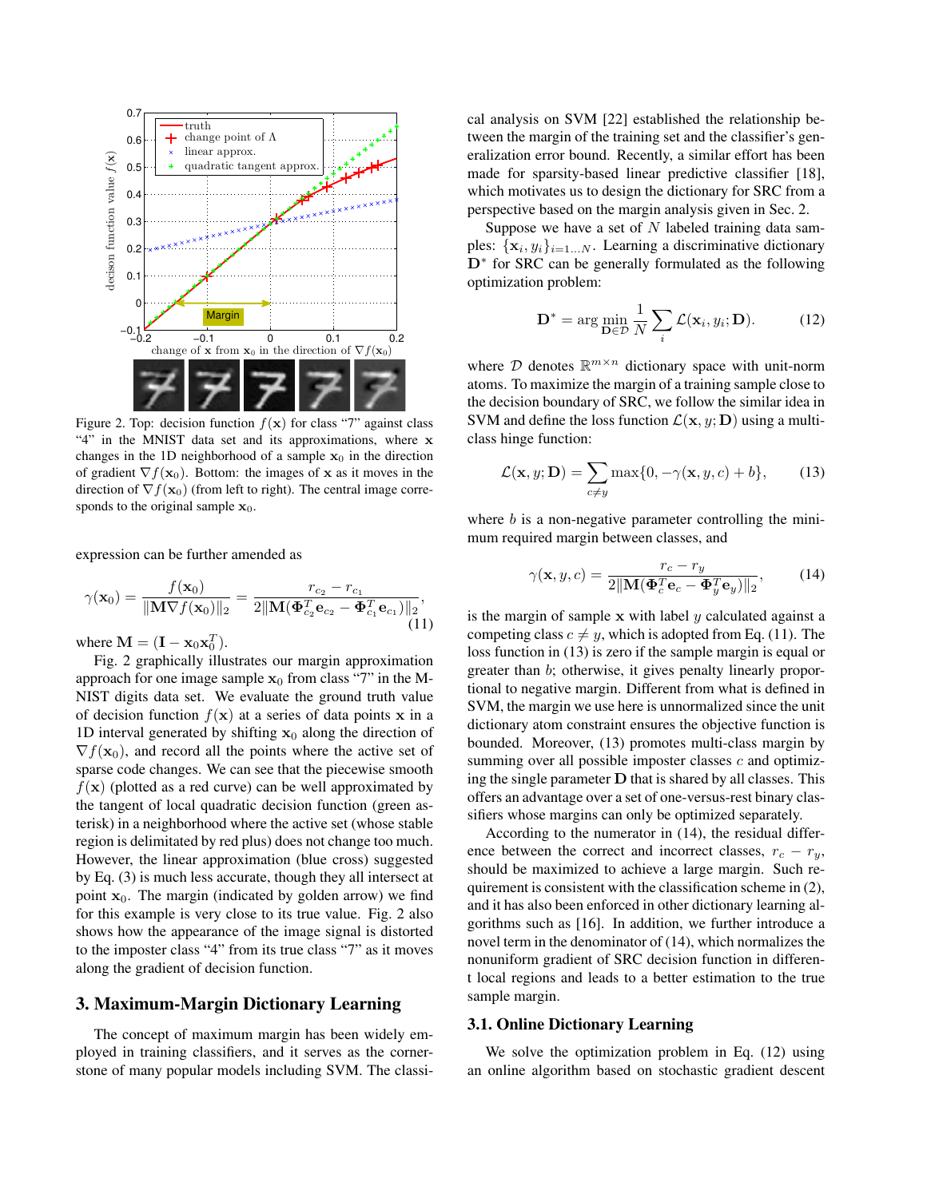Figure 2. Top: decision function $f(\mathbf{x})$ for class "7" against class "4" in the MNIST data set and its approximations, where $\mathbf{x}$ changes in the 1D neighborhood of a sample $\mathbf{x}_0$ in the direction of gradient $\nabla f(\mathbf{x}_0)$. Bottom: the images of $\mathbf{x}$ as it moves in the direction of $\nabla f(\mathbf{x}_0)$ (from left to right). The central image corresponds to the original sample $\mathbf{x}_0$.

expression can be further amended as

$$\gamma(\mathbf{x}_0) = \frac{f(\mathbf{x}_0)}{\|\mathbf{M}\nabla f(\mathbf{x}_0)\|_2} = \frac{r_{c_2} - r_{c_1}}{2\|\mathbf{M}(\mathbf{\Phi}_{c_2}^T\mathbf{e}_{c_2} - \mathbf{\Phi}_{c_1}^T\mathbf{e}_{c_1})\|_2}, \tag{11}$$

where $\mathbf{M} = (\mathbf{I} - \mathbf{x}_0\mathbf{x}_0^T)$.

Fig. 2 graphically illustrates our margin approximation approach for one image sample $\mathbf{x}_0$ from class "7" in the MNIST digits data set. We evaluate the ground truth value of decision function $f(\mathbf{x})$ at a series of data points $\mathbf{x}$ in a 1D interval generated by shifting $\mathbf{x}_0$ along the direction of $\nabla f(\mathbf{x}_0)$, and record all the points where the active set of sparse code changes. We can see that the piecewise smooth $f(\mathbf{x})$ (plotted as a red curve) can be well approximated by the tangent of local quadratic decision function (green asterisk) in a neighborhood where the active set (whose stable region is delimitated by red plus) does not change too much. However, the linear approximation (blue cross) suggested by Eq. (3) is much less accurate, though they all intersect at point $\mathbf{x}_0$. The margin (indicated by golden arrow) we find for this example is very close to its true value. Fig. 2 also shows how the appearance of the image signal is distorted to the imposter class "4" from its true class "7" as it moves along the gradient of decision function.

## 3. Maximum-Margin Dictionary Learning

The concept of maximum margin has been widely employed in training classifiers, and it serves as the cornerstone of many popular models including SVM. The classical analysis on SVM [22] established the relationship between the margin of the training set and the classifier's generalization error bound. Recently, a similar effort has been made for sparsity-based linear predictive classifier [18], which motivates us to design the dictionary for SRC from a perspective based on the margin analysis given in Sec. 2.

Suppose we have a set of $N$ labeled training data samples: $\{\mathbf{x}_i, y_i\}_{i=1...N}$. Learning a discriminative dictionary $\mathbf{D}^*$ for SRC can be generally formulated as the following optimization problem:

$$\mathbf{D}^* = \arg\min_{\mathbf{D}\in\mathcal{D}} \frac{1}{N}\sum_i \mathcal{L}(\mathbf{x}_i, y_i; \mathbf{D}). \tag{12}$$

where $\mathcal{D}$ denotes $\mathbb{R}^{m\times n}$ dictionary space with unit-norm atoms. To maximize the margin of a training sample close to the decision boundary of SRC, we follow the similar idea in SVM and define the loss function $\mathcal{L}(\mathbf{x}, y; \mathbf{D})$ using a multiclass hinge function:

$$\mathcal{L}(\mathbf{x}, y; \mathbf{D}) = \sum_{c\neq y} \max\{0, -\gamma(\mathbf{x}, y, c) + b\}, \tag{13}$$

where $b$ is a non-negative parameter controlling the minimum required margin between classes, and

$$\gamma(\mathbf{x}, y, c) = \frac{r_c - r_y}{2\|\mathbf{M}(\mathbf{\Phi}_c^T\mathbf{e}_c - \mathbf{\Phi}_y^T\mathbf{e}_y)\|_2}, \tag{14}$$

is the margin of sample $\mathbf{x}$ with label $y$ calculated against a competing class $c \neq y$, which is adopted from Eq. (11). The loss function in (13) is zero if the sample margin is equal or greater than $b$; otherwise, it gives penalty linearly proportional to negative margin. Different from what is defined in SVM, the margin we use here is unnormalized since the unit dictionary atom constraint ensures the objective function is bounded. Moreover, (13) promotes multi-class margin by summing over all possible imposter classes $c$ and optimizing the single parameter $\mathbf{D}$ that is shared by all classes. This offers an advantage over a set of one-versus-rest binary classifiers whose margins can only be optimized separately.

According to the numerator in (14), the residual difference between the correct and incorrect classes, $r_c - r_y$, should be maximized to achieve a large margin. Such requirement is consistent with the classification scheme in (2), and it has also been enforced in other dictionary learning algorithms such as [16]. In addition, we further introduce a novel term in the denominator of (14), which normalizes the nonuniform gradient of SRC decision function in different local regions and leads to a better estimation to the true sample margin.

### 3.1. Online Dictionary Learning

We solve the optimization problem in Eq. (12) using an online algorithm based on stochastic gradient descent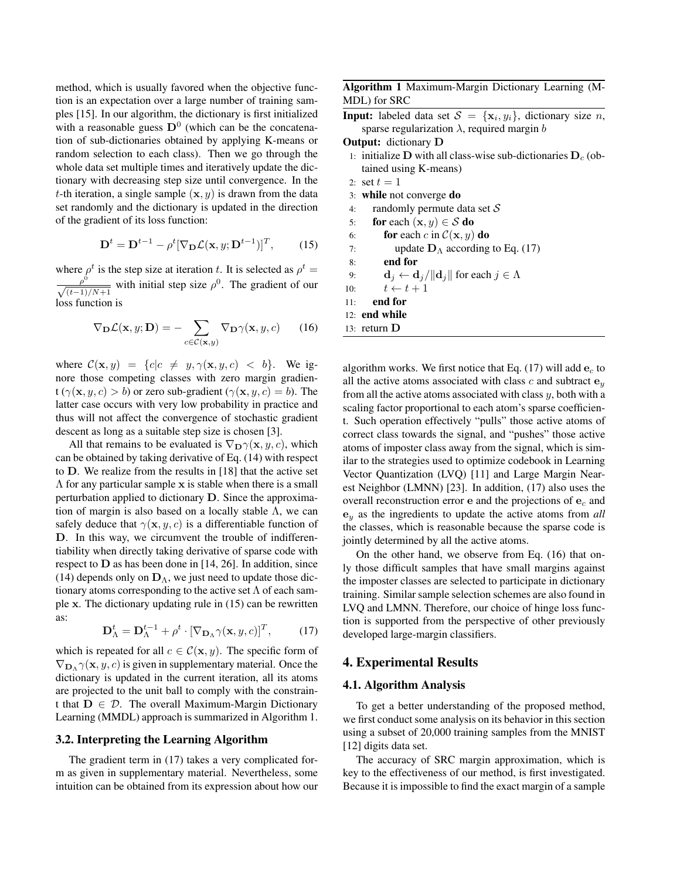method, which is usually favored when the objective function is an expectation over a large number of training samples [15]. In our algorithm, the dictionary is first initialized with a reasonable guess $\mathbf{D}^0$ (which can be the concatenation of sub-dictionaries obtained by applying K-means or random selection to each class). Then we go through the whole data set multiple times and iteratively update the dictionary with decreasing step size until convergence. In the $t$-th iteration, a single sample $(\mathbf{x}, y)$ is drawn from the data set randomly and the dictionary is updated in the direction of the gradient of its loss function:

$$\mathbf{D}^t = \mathbf{D}^{t-1} - \rho^t [\nabla_{\mathbf{D}} \mathcal{L}(\mathbf{x}, y; \mathbf{D}^{t-1})]^T, \tag{15}$$

where $\rho^t$ is the step size at iteration $t$. It is selected as $\rho^t = \frac{\rho^0}{\sqrt{(t-1)/N+1}}$ with initial step size $\rho^0$. The gradient of our loss function is

$$\nabla_{\mathbf{D}} \mathcal{L}(\mathbf{x}, y; \mathbf{D}) = - \sum_{c \in \mathcal{C}(\mathbf{x}, y)} \nabla_{\mathbf{D}} \gamma(\mathbf{x}, y, c) \tag{16}$$

where $\mathcal{C}(\mathbf{x}, y) = \{c | c \neq y, \gamma(\mathbf{x}, y, c) < b\}$. We ignore those competing classes with zero margin gradient ($\gamma(\mathbf{x}, y, c) > b$) or zero sub-gradient ($\gamma(\mathbf{x}, y, c) = b$). The latter case occurs with very low probability in practice and thus will not affect the convergence of stochastic gradient descent as long as a suitable step size is chosen [3].

All that remains to be evaluated is $\nabla_{\mathbf{D}} \gamma(\mathbf{x}, y, c)$, which can be obtained by taking derivative of Eq. (14) with respect to $\mathbf{D}$. We realize from the results in [18] that the active set $\Lambda$ for any particular sample $\mathbf{x}$ is stable when there is a small perturbation applied to dictionary $\mathbf{D}$. Since the approximation of margin is also based on a locally stable $\Lambda$, we can safely deduce that $\gamma(\mathbf{x}, y, c)$ is a differentiable function of $\mathbf{D}$. In this way, we circumvent the trouble of indifferentiability when directly taking derivative of sparse code with respect to $\mathbf{D}$ as has been done in [14, 26]. In addition, since (14) depends only on $\mathbf{D}_\Lambda$, we just need to update those dictionary atoms corresponding to the active set $\Lambda$ of each sample $\mathbf{x}$. The dictionary updating rule in (15) can be rewritten as:

$$\mathbf{D}_\Lambda^t = \mathbf{D}_\Lambda^{t-1} + \rho^t \cdot [\nabla_{\mathbf{D}_\Lambda} \gamma(\mathbf{x}, y, c)]^T, \tag{17}$$

which is repeated for all $c \in \mathcal{C}(\mathbf{x}, y)$. The specific form of $\nabla_{\mathbf{D}_\Lambda} \gamma(\mathbf{x}, y, c)$ is given in supplementary material. Once the dictionary is updated in the current iteration, all its atoms are projected to the unit ball to comply with the constraint that $\mathbf{D} \in \mathcal{D}$. The overall Maximum-Margin Dictionary Learning (MMDL) approach is summarized in Algorithm 1.

**Algorithm 1** Maximum-Margin Dictionary Learning (MMDL) for SRC

**Input:** labeled data set $\mathcal{S} = \{\mathbf{x}_i, y_i\}$, dictionary size $n$, sparse regularization $\lambda$, required margin $b$

**Output:** dictionary $\mathbf{D}$

```
1:  initialize D with all class-wise sub-dictionaries D_c (obtained using K-means)
2:  set t = 1
3:  while not converge do
4:      randomly permute data set S
5:      for each (x, y) ∈ S do
6:          for each c in C(x, y) do
7:              update D_Λ according to Eq. (17)
8:          end for
9:          d_j ← d_j / ||d_j|| for each j ∈ Λ
10:         t ← t + 1
11:     end for
12: end while
13: return D
```

### 3.2. Interpreting the Learning Algorithm

The gradient term in (17) takes a very complicated form as given in supplementary material. Nevertheless, some intuition can be obtained from its expression about how our algorithm works. We first notice that Eq. (17) will add $\mathbf{e}_c$ to all the active atoms associated with class $c$ and subtract $\mathbf{e}_y$ from all the active atoms associated with class $y$, both with a scaling factor proportional to each atom's sparse coefficient. Such operation effectively "pulls" those active atoms of correct class towards the signal, and "pushes" those active atoms of imposter class away from the signal, which is similar to the strategies used to optimize codebook in Learning Vector Quantization (LVQ) [11] and Large Margin Nearest Neighbor (LMNN) [23]. In addition, (17) also uses the overall reconstruction error $\mathbf{e}$ and the projections of $\mathbf{e}_c$ and $\mathbf{e}_y$ as the ingredients to update the active atoms from *all* the classes, which is reasonable because the sparse code is jointly determined by all the active atoms.

On the other hand, we observe from Eq. (16) that only those difficult samples that have small margins against the imposter classes are selected to participate in dictionary training. Similar sample selection schemes are also found in LVQ and LMNN. Therefore, our choice of hinge loss function is supported from the perspective of other previously developed large-margin classifiers.

## 4. Experimental Results

### 4.1. Algorithm Analysis

To get a better understanding of the proposed method, we first conduct some analysis on its behavior in this section using a subset of 20,000 training samples from the MNIST [12] digits data set.

The accuracy of SRC margin approximation, which is key to the effectiveness of our method, is first investigated. Because it is impossible to find the exact margin of a sample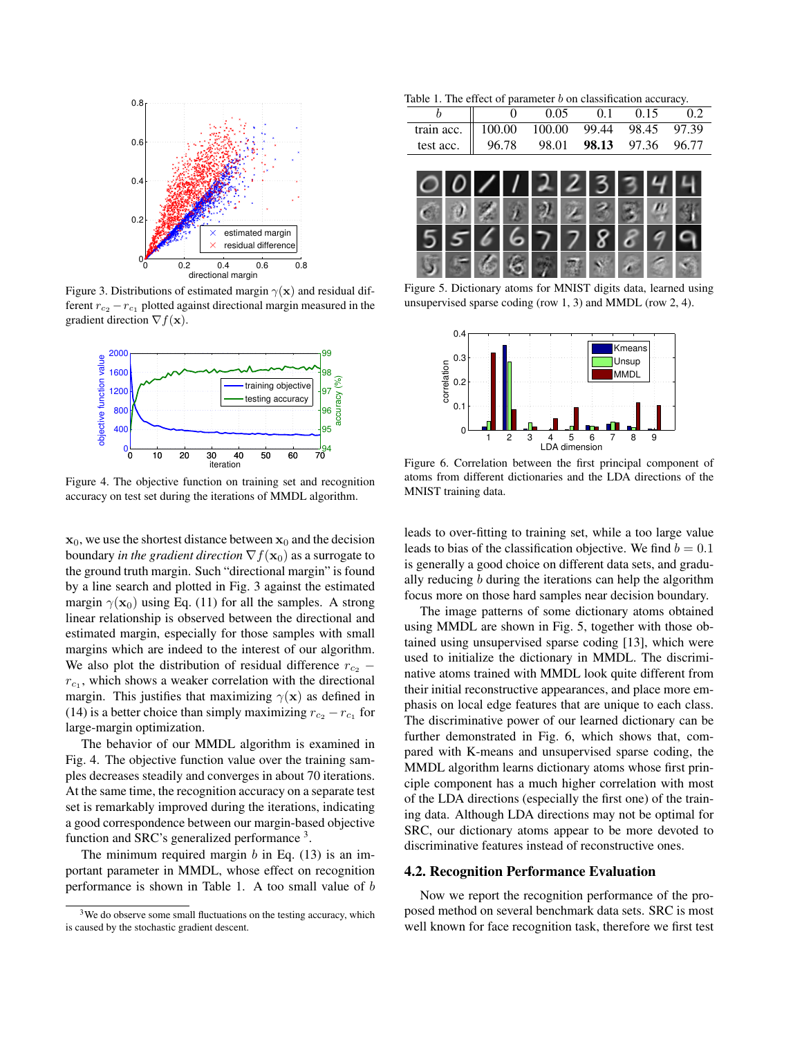Figure 3. Distributions of estimated margin $\gamma(\mathbf{x})$ and residual different $r_{c_2} - r_{c_1}$ plotted against directional margin measured in the gradient direction $\nabla f(\mathbf{x})$.

Figure 4. The objective function on training set and recognition accuracy on test set during the iterations of MMDL algorithm.

$\mathbf{x}_0$, we use the shortest distance between $\mathbf{x}_0$ and the decision boundary *in the gradient direction* $\nabla f(\mathbf{x}_0)$ as a surrogate to the ground truth margin. Such "directional margin" is found by a line search and plotted in Fig. 3 against the estimated margin $\gamma(\mathbf{x}_0)$ using Eq. (11) for all the samples. A strong linear relationship is observed between the directional and estimated margin, especially for those samples with small margins which are indeed to the interest of our algorithm. We also plot the distribution of residual difference $r_{c_2} - r_{c_1}$, which shows a weaker correlation with the directional margin. This justifies that maximizing $\gamma(\mathbf{x})$ as defined in (14) is a better choice than simply maximizing $r_{c_2} - r_{c_1}$ for large-margin optimization.

The behavior of our MMDL algorithm is examined in Fig. 4. The objective function value over the training samples decreases steadily and converges in about 70 iterations. At the same time, the recognition accuracy on a separate test set is remarkably improved during the iterations, indicating a good correspondence between our margin-based objective function and SRC's generalized performance [3].

The minimum required margin $b$ in Eq. (13) is an important parameter in MMDL, whose effect on recognition performance is shown in Table 1. A too small value of $b$ leads to over-fitting to training set, while a too large value leads to bias of the classification objective. We find $b = 0.1$ is generally a good choice on different data sets, and gradually reducing $b$ during the iterations can help the algorithm focus more on those hard samples near decision boundary.

[3] We do observe some small fluctuations on the testing accuracy, which is caused by the stochastic gradient descent.

Table 1. The effect of parameter $b$ on classification accuracy.

| $b$ | 0 | 0.05 | 0.1 | 0.15 | 0.2 |
|---|---|---|---|---|---|
| train acc. | 100.00 | 100.00 | 99.44 | 98.45 | 97.39 |
| test acc. | 96.78 | 98.01 | **98.13** | 97.36 | 96.77 |

Figure 5. Dictionary atoms for MNIST digits data, learned using unsupervised sparse coding (row 1, 3) and MMDL (row 2, 4).

Figure 6. Correlation between the first principal component of atoms from different dictionaries and the LDA directions of the MNIST training data.

The image patterns of some dictionary atoms obtained using MMDL are shown in Fig. 5, together with those obtained using unsupervised sparse coding [13], which were used to initialize the dictionary in MMDL. The discriminative atoms trained with MMDL look quite different from their initial reconstructive appearances, and place more emphasis on local edge features that are unique to each class. The discriminative power of our learned dictionary can be further demonstrated in Fig. 6, which shows that, compared with K-means and unsupervised sparse coding, the MMDL algorithm learns dictionary atoms whose first principle component has a much higher correlation with most of the LDA directions (especially the first one) of the training data. Although LDA directions may not be optimal for SRC, our dictionary atoms appear to be more devoted to discriminative features instead of reconstructive ones.

### 4.2. Recognition Performance Evaluation

Now we report the recognition performance of the proposed method on several benchmark data sets. SRC is most well known for face recognition task, therefore we first test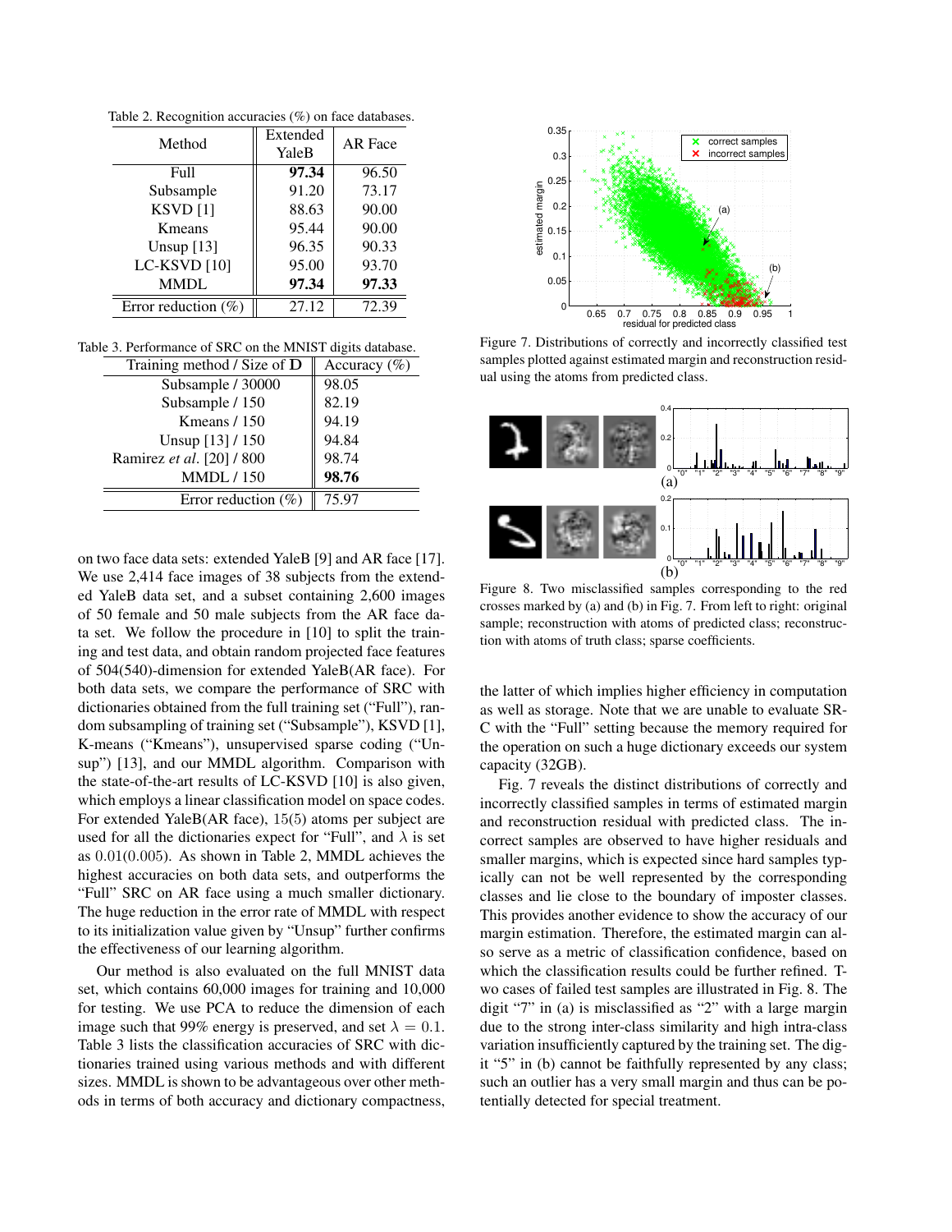Table 2. Recognition accuracies (%) on face databases.

| Method | Extended YaleB | AR Face |
|---|---|---|
| Full | **97.34** | 96.50 |
| Subsample | 91.20 | 73.17 |
| KSVD [1] | 88.63 | 90.00 |
| Kmeans | 95.44 | 90.00 |
| Unsup [13] | 96.35 | 90.33 |
| LC-KSVD [10] | 95.00 | 93.70 |
| MMDL | **97.34** | **97.33** |
| Error reduction (%) | 27.12 | 72.39 |

Table 3. Performance of SRC on the MNIST digits database.

| Training method / Size of $\mathbf{D}$ | Accuracy (%) |
|---|---|
| Subsample / 30000 | 98.05 |
| Subsample / 150 | 82.19 |
| Kmeans / 150 | 94.19 |
| Unsup [13] / 150 | 94.84 |
| Ramirez *et al.* [20] / 800 | 98.74 |
| MMDL / 150 | **98.76** |
| Error reduction (%) | 75.97 |

on two face data sets: extended YaleB [9] and AR face [17]. We use 2,414 face images of 38 subjects from the extended YaleB data set, and a subset containing 2,600 images of 50 female and 50 male subjects from the AR face data set. We follow the procedure in [10] to split the training and test data, and obtain random projected face features of 504(540)-dimension for extended YaleB(AR face). For both data sets, we compare the performance of SRC with dictionaries obtained from the full training set ("Full"), random subsampling of training set ("Subsample"), KSVD [1], K-means ("Kmeans"), unsupervised sparse coding ("Unsup") [13], and our MMDL algorithm. Comparison with the state-of-the-art results of LC-KSVD [10] is also given, which employs a linear classification model on space codes. For extended YaleB(AR face), $15(5)$ atoms per subject are used for all the dictionaries expect for "Full", and $\lambda$ is set as $0.01(0.005)$. As shown in Table 2, MMDL achieves the highest accuracies on both data sets, and outperforms the "Full" SRC on AR face using a much smaller dictionary. The huge reduction in the error rate of MMDL with respect to its initialization value given by "Unsup" further confirms the effectiveness of our learning algorithm.

Our method is also evaluated on the full MNIST data set, which contains 60,000 images for training and 10,000 for testing. We use PCA to reduce the dimension of each image such that 99% energy is preserved, and set $\lambda = 0.1$. Table 3 lists the classification accuracies of SRC with dictionaries trained using various methods and with different sizes. MMDL is shown to be advantageous over other methods in terms of both accuracy and dictionary compactness, the latter of which implies higher efficiency in computation as well as storage. Note that we are unable to evaluate SRC with the "Full" setting because the memory required for the operation on such a huge dictionary exceeds our system capacity (32GB).

Figure 7. Distributions of correctly and incorrectly classified test samples plotted against estimated margin and reconstruction residual using the atoms from predicted class.

Figure 8. Two misclassified samples corresponding to the red crosses marked by (a) and (b) in Fig. 7. From left to right: original sample; reconstruction with atoms of predicted class; reconstruction with atoms of truth class; sparse coefficients.

Fig. 7 reveals the distinct distributions of correctly and incorrectly classified samples in terms of estimated margin and reconstruction residual with predicted class. The incorrect samples are observed to have higher residuals and smaller margins, which is expected since hard samples typically can not be well represented by the corresponding classes and lie close to the boundary of imposter classes. This provides another evidence to show the accuracy of our margin estimation. Therefore, the estimated margin can also serve as a metric of classification confidence, based on which the classification results could be further refined. Two cases of failed test samples are illustrated in Fig. 8. The digit "7" in (a) is misclassified as "2" with a large margin due to the strong inter-class similarity and high intra-class variation insufficiently captured by the training set. The digit "5" in (b) cannot be faithfully represented by any class; such an outlier has a very small margin and thus can be potentially detected for special treatment.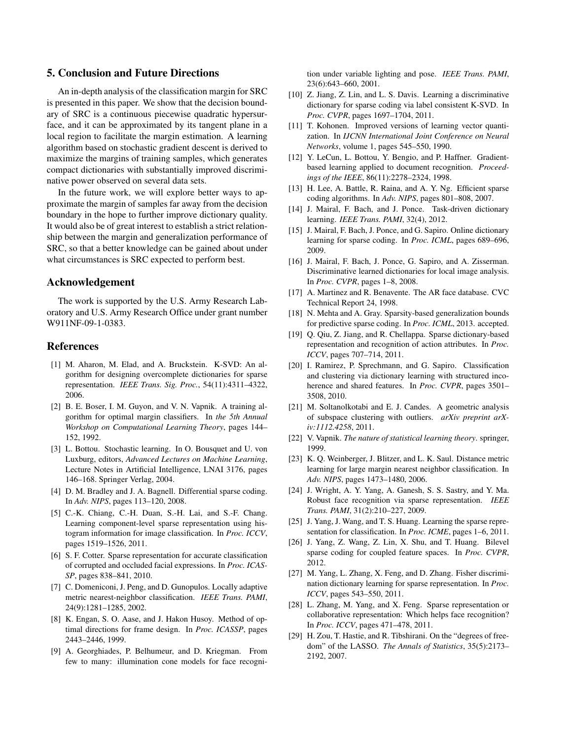## 5. Conclusion and Future Directions

An in-depth analysis of the classification margin for SRC is presented in this paper. We show that the decision boundary of SRC is a continuous piecewise quadratic hypersurface, and it can be approximated by its tangent plane in a local region to facilitate the margin estimation. A learning algorithm based on stochastic gradient descent is derived to maximize the margins of training samples, which generates compact dictionaries with substantially improved discriminative power observed on several data sets.

In the future work, we will explore better ways to approximate the margin of samples far away from the decision boundary in the hope to further improve dictionary quality. It would also be of great interest to establish a strict relationship between the margin and generalization performance of SRC, so that a better knowledge can be gained about under what circumstances is SRC expected to perform best.

## Acknowledgement

The work is supported by the U.S. Army Research Laboratory and U.S. Army Research Office under grant number W911NF-09-1-0383.

## References

[1] M. Aharon, M. Elad, and A. Bruckstein. K-SVD: An algorithm for designing overcomplete dictionaries for sparse representation. *IEEE Trans. Sig. Proc.*, 54(11):4311–4322, 2006.

[2] B. E. Boser, I. M. Guyon, and V. N. Vapnik. A training algorithm for optimal margin classifiers. In *the 5th Annual Workshop on Computational Learning Theory*, pages 144–152, 1992.

[3] L. Bottou. Stochastic learning. In O. Bousquet and U. von Luxburg, editors, *Advanced Lectures on Machine Learning*, Lecture Notes in Artificial Intelligence, LNAI 3176, pages 146–168. Springer Verlag, 2004.

[4] D. M. Bradley and J. A. Bagnell. Differential sparse coding. In *Adv. NIPS*, pages 113–120, 2008.

[5] C.-K. Chiang, C.-H. Duan, S.-H. Lai, and S.-F. Chang. Learning component-level sparse representation using histogram information for image classification. In *Proc. ICCV*, pages 1519–1526, 2011.

[6] S. F. Cotter. Sparse representation for accurate classification of corrupted and occluded facial expressions. In *Proc. ICASSP*, pages 838–841, 2010.

[7] C. Domeniconi, J. Peng, and D. Gunopulos. Locally adaptive metric nearest-neighbor classification. *IEEE Trans. PAMI*, 24(9):1281–1285, 2002.

[8] K. Engan, S. O. Aase, and J. Hakon Husoy. Method of optimal directions for frame design. In *Proc. ICASSP*, pages 2443–2446, 1999.

[9] A. Georghiades, P. Belhumeur, and D. Kriegman. From few to many: illumination cone models for face recognition under variable lighting and pose. *IEEE Trans. PAMI*, 23(6):643–660, 2001.

[10] Z. Jiang, Z. Lin, and L. S. Davis. Learning a discriminative dictionary for sparse coding via label consistent K-SVD. In *Proc. CVPR*, pages 1697–1704, 2011.

[11] T. Kohonen. Improved versions of learning vector quantization. In *IJCNN International Joint Conference on Neural Networks*, volume 1, pages 545–550, 1990.

[12] Y. LeCun, L. Bottou, Y. Bengio, and P. Haffner. Gradient-based learning applied to document recognition. *Proceedings of the IEEE*, 86(11):2278–2324, 1998.

[13] H. Lee, A. Battle, R. Raina, and A. Y. Ng. Efficient sparse coding algorithms. In *Adv. NIPS*, pages 801–808, 2007.

[14] J. Mairal, F. Bach, and J. Ponce. Task-driven dictionary learning. *IEEE Trans. PAMI*, 32(4), 2012.

[15] J. Mairal, F. Bach, J. Ponce, and G. Sapiro. Online dictionary learning for sparse coding. In *Proc. ICML*, pages 689–696, 2009.

[16] J. Mairal, F. Bach, J. Ponce, G. Sapiro, and A. Zisserman. Discriminative learned dictionaries for local image analysis. In *Proc. CVPR*, pages 1–8, 2008.

[17] A. Martinez and R. Benavente. The AR face database. CVC Technical Report 24, 1998.

[18] N. Mehta and A. Gray. Sparsity-based generalization bounds for predictive sparse coding. In *Proc. ICML*, 2013. accepted.

[19] Q. Qiu, Z. Jiang, and R. Chellappa. Sparse dictionary-based representation and recognition of action attributes. In *Proc. ICCV*, pages 707–714, 2011.

[20] I. Ramirez, P. Sprechmann, and G. Sapiro. Classification and clustering via dictionary learning with structured incoherence and shared features. In *Proc. CVPR*, pages 3501–3508, 2010.

[21] M. Soltanolkotabi and E. J. Candes. A geometric analysis of subspace clustering with outliers. *arXiv preprint arXiv:1112.4258*, 2011.

[22] V. Vapnik. *The nature of statistical learning theory*. springer, 1999.

[23] K. Q. Weinberger, J. Blitzer, and L. K. Saul. Distance metric learning for large margin nearest neighbor classification. In *Adv. NIPS*, pages 1473–1480, 2006.

[24] J. Wright, A. Y. Yang, A. Ganesh, S. S. Sastry, and Y. Ma. Robust face recognition via sparse representation. *IEEE Trans. PAMI*, 31(2):210–227, 2009.

[25] J. Yang, J. Wang, and T. S. Huang. Learning the sparse representation for classification. In *Proc. ICME*, pages 1–6, 2011.

[26] J. Yang, Z. Wang, Z. Lin, X. Shu, and T. Huang. Bilevel sparse coding for coupled feature spaces. In *Proc. CVPR*, 2012.

[27] M. Yang, L. Zhang, X. Feng, and D. Zhang. Fisher discrimination dictionary learning for sparse representation. In *Proc. ICCV*, pages 543–550, 2011.

[28] L. Zhang, M. Yang, and X. Feng. Sparse representation or collaborative representation: Which helps face recognition? In *Proc. ICCV*, pages 471–478, 2011.

[29] H. Zou, T. Hastie, and R. Tibshirani. On the "degrees of freedom" of the LASSO. *The Annals of Statistics*, 35(5):2173–2192, 2007.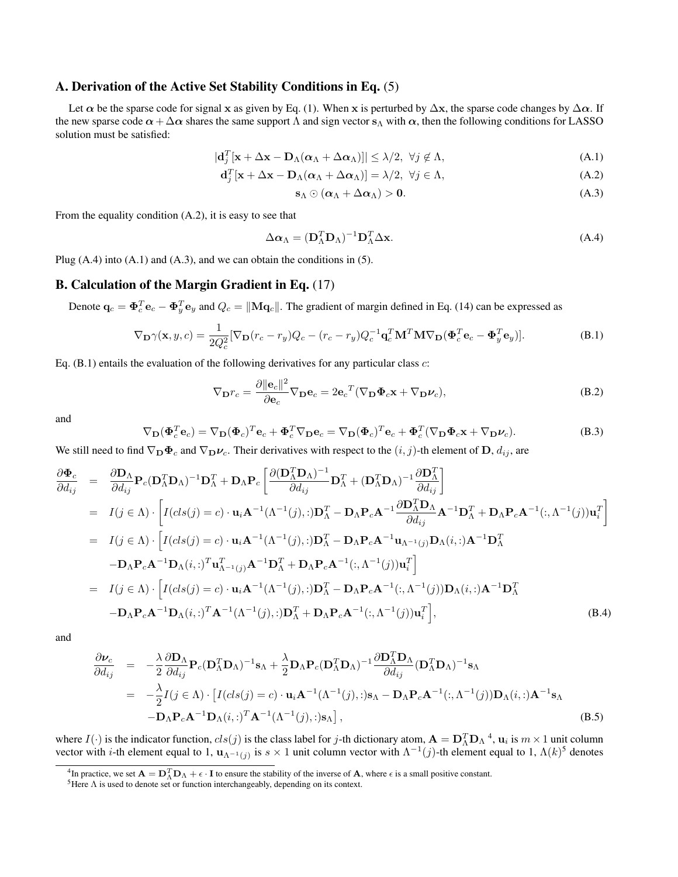## A. Derivation of the Active Set Stability Conditions in Eq. (5)

Let $\boldsymbol{\alpha}$ be the sparse code for signal $\mathbf{x}$ as given by Eq. (1). When $\mathbf{x}$ is perturbed by $\Delta\mathbf{x}$, the sparse code changes by $\Delta\boldsymbol{\alpha}$. If the new sparse code $\boldsymbol{\alpha} + \Delta\boldsymbol{\alpha}$ shares the same support $\Lambda$ and sign vector $\mathbf{s}_\Lambda$ with $\boldsymbol{\alpha}$, then the following conditions for LASSO solution must be satisfied:

$$|\mathbf{d}_j^T[\mathbf{x} + \Delta\mathbf{x} - \mathbf{D}_\Lambda(\boldsymbol{\alpha}_\Lambda + \Delta\boldsymbol{\alpha}_\Lambda)]| \leq \lambda/2, \ \forall j \notin \Lambda, \tag{A.1}$$

$$\mathbf{d}_j^T[\mathbf{x} + \Delta\mathbf{x} - \mathbf{D}_\Lambda(\boldsymbol{\alpha}_\Lambda + \Delta\boldsymbol{\alpha}_\Lambda)] = \lambda/2, \ \forall j \in \Lambda, \tag{A.2}$$

$$\mathbf{s}_\Lambda \odot (\boldsymbol{\alpha}_\Lambda + \Delta\boldsymbol{\alpha}_\Lambda) > \mathbf{0}. \tag{A.3}$$

From the equality condition (A.2), it is easy to see that

$$\Delta\boldsymbol{\alpha}_\Lambda = (\mathbf{D}_\Lambda^T\mathbf{D}_\Lambda)^{-1}\mathbf{D}_\Lambda^T\Delta\mathbf{x}. \tag{A.4}$$

Plug (A.4) into (A.1) and (A.3), and we can obtain the conditions in (5).

## B. Calculation of the Margin Gradient in Eq. (17)

Denote $\mathbf{q}_c = \boldsymbol{\Phi}_c^T\mathbf{e}_c - \boldsymbol{\Phi}_y^T\mathbf{e}_y$ and $Q_c = \|\mathbf{M}\mathbf{q}_c\|$. The gradient of margin defined in Eq. (14) can be expressed as

$$\nabla_{\mathbf{D}}\gamma(\mathbf{x}, y, c) = \frac{1}{2Q_c^2}[\nabla_{\mathbf{D}}(r_c - r_y)Q_c - (r_c - r_y)Q_c^{-1}\mathbf{q}_c^T\mathbf{M}^T\mathbf{M}\nabla_{\mathbf{D}}(\boldsymbol{\Phi}_c^T\mathbf{e}_c - \boldsymbol{\Phi}_y^T\mathbf{e}_y)]. \tag{B.1}$$

Eq. (B.1) entails the evaluation of the following derivatives for any particular class $c$:

$$\nabla_{\mathbf{D}}r_c = \frac{\partial\|\mathbf{e}_c\|^2}{\partial\mathbf{e}_c}\nabla_{\mathbf{D}}\mathbf{e}_c = 2{\mathbf{e}_c}^T(\nabla_{\mathbf{D}}\boldsymbol{\Phi}_c\mathbf{x} + \nabla_{\mathbf{D}}\boldsymbol{\nu}_c), \tag{B.2}$$

and

$$\nabla_{\mathbf{D}}(\boldsymbol{\Phi}_c^T\mathbf{e}_c) = \nabla_{\mathbf{D}}(\boldsymbol{\Phi}_c)^T\mathbf{e}_c + \boldsymbol{\Phi}_c^T\nabla_{\mathbf{D}}\mathbf{e}_c = \nabla_{\mathbf{D}}(\boldsymbol{\Phi}_c)^T\mathbf{e}_c + \boldsymbol{\Phi}_c^T(\nabla_{\mathbf{D}}\boldsymbol{\Phi}_c\mathbf{x} + \nabla_{\mathbf{D}}\boldsymbol{\nu}_c). \tag{B.3}$$

We still need to find $\nabla_{\mathbf{D}}\boldsymbol{\Phi}_c$ and $\nabla_{\mathbf{D}}\boldsymbol{\nu}_c$. Their derivatives with respect to the $(i,j)$-th element of $\mathbf{D}$, $d_{ij}$, are

$$\begin{aligned}
\frac{\partial\boldsymbol{\Phi}_c}{\partial d_{ij}} &= \frac{\partial\mathbf{D}_\Lambda}{\partial d_{ij}}\mathbf{P}_c(\mathbf{D}_\Lambda^T\mathbf{D}_\Lambda)^{-1}\mathbf{D}_\Lambda^T + \mathbf{D}_\Lambda\mathbf{P}_c\left[\frac{\partial(\mathbf{D}_\Lambda^T\mathbf{D}_\Lambda)^{-1}}{\partial d_{ij}}\mathbf{D}_\Lambda^T + (\mathbf{D}_\Lambda^T\mathbf{D}_\Lambda)^{-1}\frac{\partial\mathbf{D}_\Lambda^T}{\partial d_{ij}}\right] \\
&= I(j \in \Lambda)\cdot\left[I(cls(j) = c)\cdot\mathbf{u}_i\mathbf{A}^{-1}(\Lambda^{-1}(j),:)\mathbf{D}_\Lambda^T - \mathbf{D}_\Lambda\mathbf{P}_c\mathbf{A}^{-1}\frac{\partial\mathbf{D}_\Lambda^T\mathbf{D}_\Lambda}{\partial d_{ij}}\mathbf{A}^{-1}\mathbf{D}_\Lambda^T + \mathbf{D}_\Lambda\mathbf{P}_c\mathbf{A}^{-1}(:,\Lambda^{-1}(j))\mathbf{u}_i^T\right] \\
&= I(j \in \Lambda)\cdot\Big[I(cls(j) = c)\cdot\mathbf{u}_i\mathbf{A}^{-1}(\Lambda^{-1}(j),:)\mathbf{D}_\Lambda^T - \mathbf{D}_\Lambda\mathbf{P}_c\mathbf{A}^{-1}\mathbf{u}_{\Lambda^{-1}(j)}\mathbf{D}_\Lambda(i,:)\mathbf{A}^{-1}\mathbf{D}_\Lambda^T \\
&\quad -\mathbf{D}_\Lambda\mathbf{P}_c\mathbf{A}^{-1}\mathbf{D}_\Lambda(i,:)^T\mathbf{u}_{\Lambda^{-1}(j)}^T\mathbf{A}^{-1}\mathbf{D}_\Lambda^T + \mathbf{D}_\Lambda\mathbf{P}_c\mathbf{A}^{-1}(:,\Lambda^{-1}(j))\mathbf{u}_i^T\Big] \\
&= I(j \in \Lambda)\cdot\Big[I(cls(j) = c)\cdot\mathbf{u}_i\mathbf{A}^{-1}(\Lambda^{-1}(j),:)\mathbf{D}_\Lambda^T - \mathbf{D}_\Lambda\mathbf{P}_c\mathbf{A}^{-1}(:,\Lambda^{-1}(j))\mathbf{D}_\Lambda(i,:)\mathbf{A}^{-1}\mathbf{D}_\Lambda^T \\
&\quad -\mathbf{D}_\Lambda\mathbf{P}_c\mathbf{A}^{-1}\mathbf{D}_\Lambda(i,:)^T\mathbf{A}^{-1}(\Lambda^{-1}(j),:)\mathbf{D}_\Lambda^T + \mathbf{D}_\Lambda\mathbf{P}_c\mathbf{A}^{-1}(:,\Lambda^{-1}(j))\mathbf{u}_i^T\Big],
\end{aligned} \tag{B.4}$$

and

$$\begin{aligned}
\frac{\partial\boldsymbol{\nu}_c}{\partial d_{ij}} &= -\frac{\lambda}{2}\frac{\partial\mathbf{D}_\Lambda}{\partial d_{ij}}\mathbf{P}_c(\mathbf{D}_\Lambda^T\mathbf{D}_\Lambda)^{-1}\mathbf{s}_\Lambda + \frac{\lambda}{2}\mathbf{D}_\Lambda\mathbf{P}_c(\mathbf{D}_\Lambda^T\mathbf{D}_\Lambda)^{-1}\frac{\partial\mathbf{D}_\Lambda^T\mathbf{D}_\Lambda}{\partial d_{ij}}(\mathbf{D}_\Lambda^T\mathbf{D}_\Lambda)^{-1}\mathbf{s}_\Lambda \\
&= -\frac{\lambda}{2}I(j \in \Lambda)\cdot\big[I(cls(j) = c)\cdot\mathbf{u}_i\mathbf{A}^{-1}(\Lambda^{-1}(j),:)\mathbf{s}_\Lambda - \mathbf{D}_\Lambda\mathbf{P}_c\mathbf{A}^{-1}(:,\Lambda^{-1}(j))\mathbf{D}_\Lambda(i,:)\mathbf{A}^{-1}\mathbf{s}_\Lambda \\
&\quad -\mathbf{D}_\Lambda\mathbf{P}_c\mathbf{A}^{-1}\mathbf{D}_\Lambda(i,:)^T\mathbf{A}^{-1}(\Lambda^{-1}(j),:)\mathbf{s}_\Lambda\big],
\end{aligned} \tag{B.5}$$

where $I(\cdot)$ is the indicator function, $cls(j)$ is the class label for $j$-th dictionary atom, $\mathbf{A} = \mathbf{D}_\Lambda^T\mathbf{D}_\Lambda$ [4], $\mathbf{u}_i$ is $m \times 1$ unit column vector with $i$-th element equal to 1, $\mathbf{u}_{\Lambda^{-1}(j)}$ is $s \times 1$ unit column vector with $\Lambda^{-1}(j)$-th element equal to 1, $\Lambda(k)$ [5] denotes

[4] In practice, we set $\mathbf{A} = \mathbf{D}_\Lambda^T\mathbf{D}_\Lambda + \epsilon \cdot \mathbf{I}$ to ensure the stability of the inverse of $\mathbf{A}$, where $\epsilon$ is a small positive constant.

[5] Here $\Lambda$ is used to denote set or function interchangeably, depending on its context.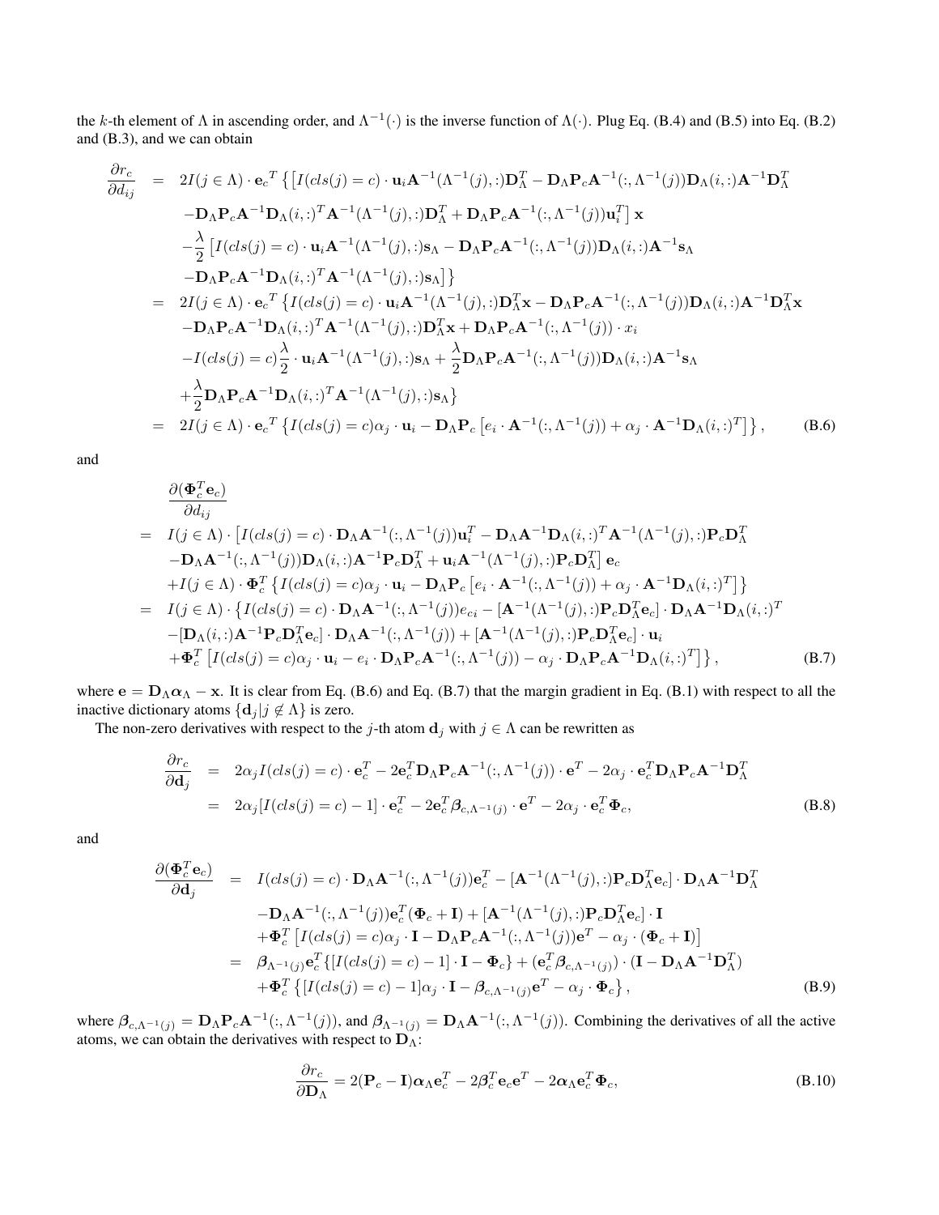the $k$-th element of $\Lambda$ in ascending order, and $\Lambda^{-1}(\cdot)$ is the inverse function of $\Lambda(\cdot)$. Plug Eq. (B.4) and (B.5) into Eq. (B.2) and (B.3), and we can obtain

$$
\begin{aligned}
\frac{\partial r_c}{\partial d_{ij}} &= 2I(j \in \Lambda) \cdot \mathbf{e}_c{}^T \big\{ \big[ I(cls(j)=c) \cdot \mathbf{u}_i \mathbf{A}^{-1}(\Lambda^{-1}(j),:) \mathbf{D}_\Lambda^T - \mathbf{D}_\Lambda \mathbf{P}_c \mathbf{A}^{-1}(:,\Lambda^{-1}(j)) \mathbf{D}_\Lambda(i,:) \mathbf{A}^{-1} \mathbf{D}_\Lambda^T \\
&\quad - \mathbf{D}_\Lambda \mathbf{P}_c \mathbf{A}^{-1} \mathbf{D}_\Lambda(i,:)^T \mathbf{A}^{-1}(\Lambda^{-1}(j),:) \mathbf{D}_\Lambda^T + \mathbf{D}_\Lambda \mathbf{P}_c \mathbf{A}^{-1}(:,\Lambda^{-1}(j)) \mathbf{u}_i^T \big] \mathbf{x} \\
&\quad - \frac{\lambda}{2} \big[ I(cls(j)=c) \cdot \mathbf{u}_i \mathbf{A}^{-1}(\Lambda^{-1}(j),:) \mathbf{s}_\Lambda - \mathbf{D}_\Lambda \mathbf{P}_c \mathbf{A}^{-1}(:,\Lambda^{-1}(j)) \mathbf{D}_\Lambda(i,:) \mathbf{A}^{-1} \mathbf{s}_\Lambda \\
&\quad - \mathbf{D}_\Lambda \mathbf{P}_c \mathbf{A}^{-1} \mathbf{D}_\Lambda(i,:)^T \mathbf{A}^{-1}(\Lambda^{-1}(j),:) \mathbf{s}_\Lambda \big] \big\} \\
&= 2I(j \in \Lambda) \cdot \mathbf{e}_c{}^T \big\{ I(cls(j)=c) \cdot \mathbf{u}_i \mathbf{A}^{-1}(\Lambda^{-1}(j),:) \mathbf{D}_\Lambda^T \mathbf{x} - \mathbf{D}_\Lambda \mathbf{P}_c \mathbf{A}^{-1}(:,\Lambda^{-1}(j)) \mathbf{D}_\Lambda(i,:) \mathbf{A}^{-1} \mathbf{D}_\Lambda^T \mathbf{x} \\
&\quad - \mathbf{D}_\Lambda \mathbf{P}_c \mathbf{A}^{-1} \mathbf{D}_\Lambda(i,:)^T \mathbf{A}^{-1}(\Lambda^{-1}(j),:) \mathbf{D}_\Lambda^T \mathbf{x} + \mathbf{D}_\Lambda \mathbf{P}_c \mathbf{A}^{-1}(:,\Lambda^{-1}(j)) \cdot x_i \\
&\quad - I(cls(j)=c) \frac{\lambda}{2} \cdot \mathbf{u}_i \mathbf{A}^{-1}(\Lambda^{-1}(j),:) \mathbf{s}_\Lambda + \frac{\lambda}{2} \mathbf{D}_\Lambda \mathbf{P}_c \mathbf{A}^{-1}(:,\Lambda^{-1}(j)) \mathbf{D}_\Lambda(i,:) \mathbf{A}^{-1} \mathbf{s}_\Lambda \\
&\quad + \frac{\lambda}{2} \mathbf{D}_\Lambda \mathbf{P}_c \mathbf{A}^{-1} \mathbf{D}_\Lambda(i,:)^T \mathbf{A}^{-1}(\Lambda^{-1}(j),:) \mathbf{s}_\Lambda \big\} \\
&= 2I(j \in \Lambda) \cdot \mathbf{e}_c{}^T \big\{ I(cls(j)=c) \alpha_j \cdot \mathbf{u}_i - \mathbf{D}_\Lambda \mathbf{P}_c \big[ e_i \cdot \mathbf{A}^{-1}(:,\Lambda^{-1}(j)) + \alpha_j \cdot \mathbf{A}^{-1} \mathbf{D}_\Lambda(i,:)^T \big] \big\}, \qquad \text{(B.6)}
\end{aligned}
$$

and

$$
\begin{aligned}
&\frac{\partial(\mathbf{\Phi}_c^T \mathbf{e}_c)}{\partial d_{ij}} \\
&= I(j \in \Lambda) \cdot \big[ I(cls(j)=c) \cdot \mathbf{D}_\Lambda \mathbf{A}^{-1}(:,\Lambda^{-1}(j)) \mathbf{u}_i^T - \mathbf{D}_\Lambda \mathbf{A}^{-1} \mathbf{D}_\Lambda(i,:)^T \mathbf{A}^{-1}(\Lambda^{-1}(j),:) \mathbf{P}_c \mathbf{D}_\Lambda^T \\
&\quad - \mathbf{D}_\Lambda \mathbf{A}^{-1}(:,\Lambda^{-1}(j)) \mathbf{D}_\Lambda(i,:) \mathbf{A}^{-1} \mathbf{P}_c \mathbf{D}_\Lambda^T + \mathbf{u}_i \mathbf{A}^{-1}(\Lambda^{-1}(j),:) \mathbf{P}_c \mathbf{D}_\Lambda^T \big] \mathbf{e}_c \\
&\quad + I(j \in \Lambda) \cdot \mathbf{\Phi}_c^T \big\{ I(cls(j)=c) \alpha_j \cdot \mathbf{u}_i - \mathbf{D}_\Lambda \mathbf{P}_c \big[ e_i \cdot \mathbf{A}^{-1}(:,\Lambda^{-1}(j)) + \alpha_j \cdot \mathbf{A}^{-1} \mathbf{D}_\Lambda(i,:)^T \big] \big\} \\
&= I(j \in \Lambda) \cdot \big\{ I(cls(j)=c) \cdot \mathbf{D}_\Lambda \mathbf{A}^{-1}(:,\Lambda^{-1}(j)) e_{ci} - [\mathbf{A}^{-1}(\Lambda^{-1}(j),:) \mathbf{P}_c \mathbf{D}_\Lambda^T \mathbf{e}_c] \cdot \mathbf{D}_\Lambda \mathbf{A}^{-1} \mathbf{D}_\Lambda(i,:)^T \\
&\quad - [\mathbf{D}_\Lambda(i,:) \mathbf{A}^{-1} \mathbf{P}_c \mathbf{D}_\Lambda^T \mathbf{e}_c] \cdot \mathbf{D}_\Lambda \mathbf{A}^{-1}(:,\Lambda^{-1}(j)) + [\mathbf{A}^{-1}(\Lambda^{-1}(j),:) \mathbf{P}_c \mathbf{D}_\Lambda^T \mathbf{e}_c] \cdot \mathbf{u}_i \\
&\quad + \mathbf{\Phi}_c^T \big[ I(cls(j)=c) \alpha_j \cdot \mathbf{u}_i - e_i \cdot \mathbf{D}_\Lambda \mathbf{P}_c \mathbf{A}^{-1}(:,\Lambda^{-1}(j)) - \alpha_j \cdot \mathbf{D}_\Lambda \mathbf{P}_c \mathbf{A}^{-1} \mathbf{D}_\Lambda(i,:)^T \big] \big\}, \qquad \text{(B.7)}
\end{aligned}
$$

where $\mathbf{e} = \mathbf{D}_\Lambda \boldsymbol{\alpha}_\Lambda - \mathbf{x}$. It is clear from Eq. (B.6) and Eq. (B.7) that the margin gradient in Eq. (B.1) with respect to all the inactive dictionary atoms $\{\mathbf{d}_j | j \notin \Lambda\}$ is zero.

The non-zero derivatives with respect to the $j$-th atom $\mathbf{d}_j$ with $j \in \Lambda$ can be rewritten as

$$
\begin{aligned}
\frac{\partial r_c}{\partial \mathbf{d}_j} &= 2\alpha_j I(cls(j)=c) \cdot \mathbf{e}_c^T - 2\mathbf{e}_c^T \mathbf{D}_\Lambda \mathbf{P}_c \mathbf{A}^{-1}(:,\Lambda^{-1}(j)) \cdot \mathbf{e}^T - 2\alpha_j \cdot \mathbf{e}_c^T \mathbf{D}_\Lambda \mathbf{P}_c \mathbf{A}^{-1} \mathbf{D}_\Lambda^T \\
&= 2\alpha_j [I(cls(j)=c) - 1] \cdot \mathbf{e}_c^T - 2\mathbf{e}_c^T \boldsymbol{\beta}_{c,\Lambda^{-1}(j)} \cdot \mathbf{e}^T - 2\alpha_j \cdot \mathbf{e}_c^T \mathbf{\Phi}_c, \qquad \text{(B.8)}
\end{aligned}
$$

and

$$
\begin{aligned}
\frac{\partial(\mathbf{\Phi}_c^T \mathbf{e}_c)}{\partial \mathbf{d}_j} &= I(cls(j)=c) \cdot \mathbf{D}_\Lambda \mathbf{A}^{-1}(:,\Lambda^{-1}(j)) \mathbf{e}_c^T - [\mathbf{A}^{-1}(\Lambda^{-1}(j),:) \mathbf{P}_c \mathbf{D}_\Lambda^T \mathbf{e}_c] \cdot \mathbf{D}_\Lambda \mathbf{A}^{-1} \mathbf{D}_\Lambda^T \\
&\quad - \mathbf{D}_\Lambda \mathbf{A}^{-1}(:,\Lambda^{-1}(j)) \mathbf{e}_c^T (\mathbf{\Phi}_c + \mathbf{I}) + [\mathbf{A}^{-1}(\Lambda^{-1}(j),:) \mathbf{P}_c \mathbf{D}_\Lambda^T \mathbf{e}_c] \cdot \mathbf{I} \\
&\quad + \mathbf{\Phi}_c^T \big[ I(cls(j)=c) \alpha_j \cdot \mathbf{I} - \mathbf{D}_\Lambda \mathbf{P}_c \mathbf{A}^{-1}(:,\Lambda^{-1}(j)) \mathbf{e}^T - \alpha_j \cdot (\mathbf{\Phi}_c + \mathbf{I}) \big] \\
&= \boldsymbol{\beta}_{\Lambda^{-1}(j)} \mathbf{e}_c^T \{ [I(cls(j)=c) - 1] \cdot \mathbf{I} - \mathbf{\Phi}_c \} + (\mathbf{e}_c^T \boldsymbol{\beta}_{c,\Lambda^{-1}(j)}) \cdot (\mathbf{I} - \mathbf{D}_\Lambda \mathbf{A}^{-1} \mathbf{D}_\Lambda^T) \\
&\quad + \mathbf{\Phi}_c^T \big\{ [I(cls(j)=c) - 1] \alpha_j \cdot \mathbf{I} - \boldsymbol{\beta}_{c,\Lambda^{-1}(j)} \mathbf{e}^T - \alpha_j \cdot \mathbf{\Phi}_c \big\}, \qquad \text{(B.9)}
\end{aligned}
$$

where $\boldsymbol{\beta}_{c,\Lambda^{-1}(j)} = \mathbf{D}_\Lambda \mathbf{P}_c \mathbf{A}^{-1}(:,\Lambda^{-1}(j))$, and $\boldsymbol{\beta}_{\Lambda^{-1}(j)} = \mathbf{D}_\Lambda \mathbf{A}^{-1}(:,\Lambda^{-1}(j))$. Combining the derivatives of all the active atoms, we can obtain the derivatives with respect to $\mathbf{D}_\Lambda$:

$$
\frac{\partial r_c}{\partial \mathbf{D}_\Lambda} = 2(\mathbf{P}_c - \mathbf{I}) \boldsymbol{\alpha}_\Lambda \mathbf{e}_c^T - 2\boldsymbol{\beta}_c^T \mathbf{e}_c \mathbf{e}^T - 2\boldsymbol{\alpha}_\Lambda \mathbf{e}_c^T \mathbf{\Phi}_c, \qquad \text{(B.10)}
$$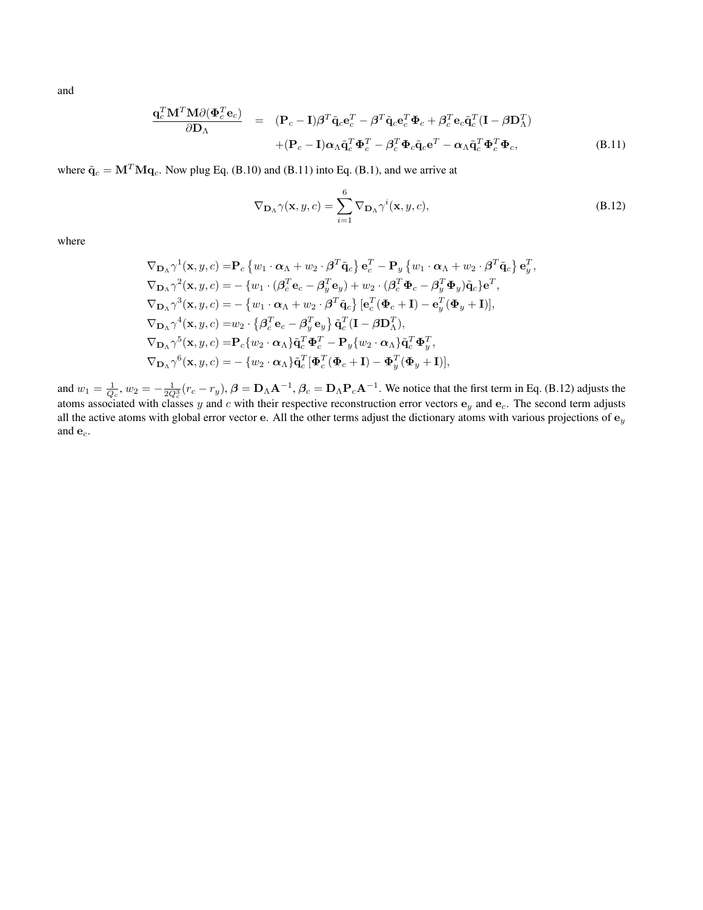and

$$
\begin{aligned}
\frac{\mathbf{q}_c^T \mathbf{M}^T \mathbf{M} \partial(\mathbf{\Phi}_c^T \mathbf{e}_c)}{\partial \mathbf{D}_\Lambda} \quad = \quad & (\mathbf{P}_c - \mathbf{I})\boldsymbol{\beta}^T \tilde{\mathbf{q}}_c \mathbf{e}_c^T - \boldsymbol{\beta}^T \tilde{\mathbf{q}}_c \mathbf{e}_c^T \mathbf{\Phi}_c + \boldsymbol{\beta}_c^T \mathbf{e}_c \tilde{\mathbf{q}}_c^T (\mathbf{I} - \boldsymbol{\beta} \mathbf{D}_\Lambda^T) \\
& + (\mathbf{P}_c - \mathbf{I})\boldsymbol{\alpha}_\Lambda \tilde{\mathbf{q}}_c^T \mathbf{\Phi}_c^T - \boldsymbol{\beta}_c^T \mathbf{\Phi}_c \tilde{\mathbf{q}}_c \mathbf{e}^T - \boldsymbol{\alpha}_\Lambda \tilde{\mathbf{q}}_c^T \mathbf{\Phi}_c^T \mathbf{\Phi}_c,
\end{aligned}
\tag{B.11}
$$

where $\tilde{\mathbf{q}}_c = \mathbf{M}^T \mathbf{M} \mathbf{q}_c$. Now plug Eq. (B.10) and (B.11) into Eq. (B.1), and we arrive at

$$
\nabla_{\mathbf{D}_\Lambda} \gamma(\mathbf{x}, y, c) = \sum_{i=1}^{6} \nabla_{\mathbf{D}_\Lambda} \gamma^i(\mathbf{x}, y, c), \tag{B.12}
$$

where

$$
\begin{aligned}
\nabla_{\mathbf{D}_\Lambda} \gamma^1(\mathbf{x}, y, c) =& \mathbf{P}_c \left\{ w_1 \cdot \boldsymbol{\alpha}_\Lambda + w_2 \cdot \boldsymbol{\beta}^T \tilde{\mathbf{q}}_c \right\} \mathbf{e}_c^T - \mathbf{P}_y \left\{ w_1 \cdot \boldsymbol{\alpha}_\Lambda + w_2 \cdot \boldsymbol{\beta}^T \tilde{\mathbf{q}}_c \right\} \mathbf{e}_y^T, \\
\nabla_{\mathbf{D}_\Lambda} \gamma^2(\mathbf{x}, y, c) =& -\{ w_1 \cdot (\boldsymbol{\beta}_c^T \mathbf{e}_c - \boldsymbol{\beta}_y^T \mathbf{e}_y) + w_2 \cdot (\boldsymbol{\beta}_c^T \mathbf{\Phi}_c - \boldsymbol{\beta}_y^T \mathbf{\Phi}_y) \tilde{\mathbf{q}}_c \} \mathbf{e}^T, \\
\nabla_{\mathbf{D}_\Lambda} \gamma^3(\mathbf{x}, y, c) =& -\left\{ w_1 \cdot \boldsymbol{\alpha}_\Lambda + w_2 \cdot \boldsymbol{\beta}^T \tilde{\mathbf{q}}_c \right\} [\mathbf{e}_c^T (\mathbf{\Phi}_c + \mathbf{I}) - \mathbf{e}_y^T (\mathbf{\Phi}_y + \mathbf{I})], \\
\nabla_{\mathbf{D}_\Lambda} \gamma^4(\mathbf{x}, y, c) =& w_2 \cdot \left\{ \boldsymbol{\beta}_c^T \mathbf{e}_c - \boldsymbol{\beta}_y^T \mathbf{e}_y \right\} \tilde{\mathbf{q}}_c^T (\mathbf{I} - \boldsymbol{\beta} \mathbf{D}_\Lambda^T), \\
\nabla_{\mathbf{D}_\Lambda} \gamma^5(\mathbf{x}, y, c) =& \mathbf{P}_c \{ w_2 \cdot \boldsymbol{\alpha}_\Lambda \} \tilde{\mathbf{q}}_c^T \mathbf{\Phi}_c^T - \mathbf{P}_y \{ w_2 \cdot \boldsymbol{\alpha}_\Lambda \} \tilde{\mathbf{q}}_c^T \mathbf{\Phi}_y^T, \\
\nabla_{\mathbf{D}_\Lambda} \gamma^6(\mathbf{x}, y, c) =& -\{ w_2 \cdot \boldsymbol{\alpha}_\Lambda \} \tilde{\mathbf{q}}_c^T [\mathbf{\Phi}_c^T (\mathbf{\Phi}_c + \mathbf{I}) - \mathbf{\Phi}_y^T (\mathbf{\Phi}_y + \mathbf{I})],
\end{aligned}
$$

and $w_1 = \frac{1}{Q_c}$, $w_2 = -\frac{1}{2Q_c^3}(r_c - r_y)$, $\boldsymbol{\beta} = \mathbf{D}_\Lambda \mathbf{A}^{-1}$, $\boldsymbol{\beta}_c = \mathbf{D}_\Lambda \mathbf{P}_c \mathbf{A}^{-1}$. We notice that the first term in Eq. (B.12) adjusts the atoms associated with classes $y$ and $c$ with their respective reconstruction error vectors $\mathbf{e}_y$ and $\mathbf{e}_c$. The second term adjusts all the active atoms with global error vector $\mathbf{e}$. All the other terms adjust the dictionary atoms with various projections of $\mathbf{e}_y$ and $\mathbf{e}_c$.